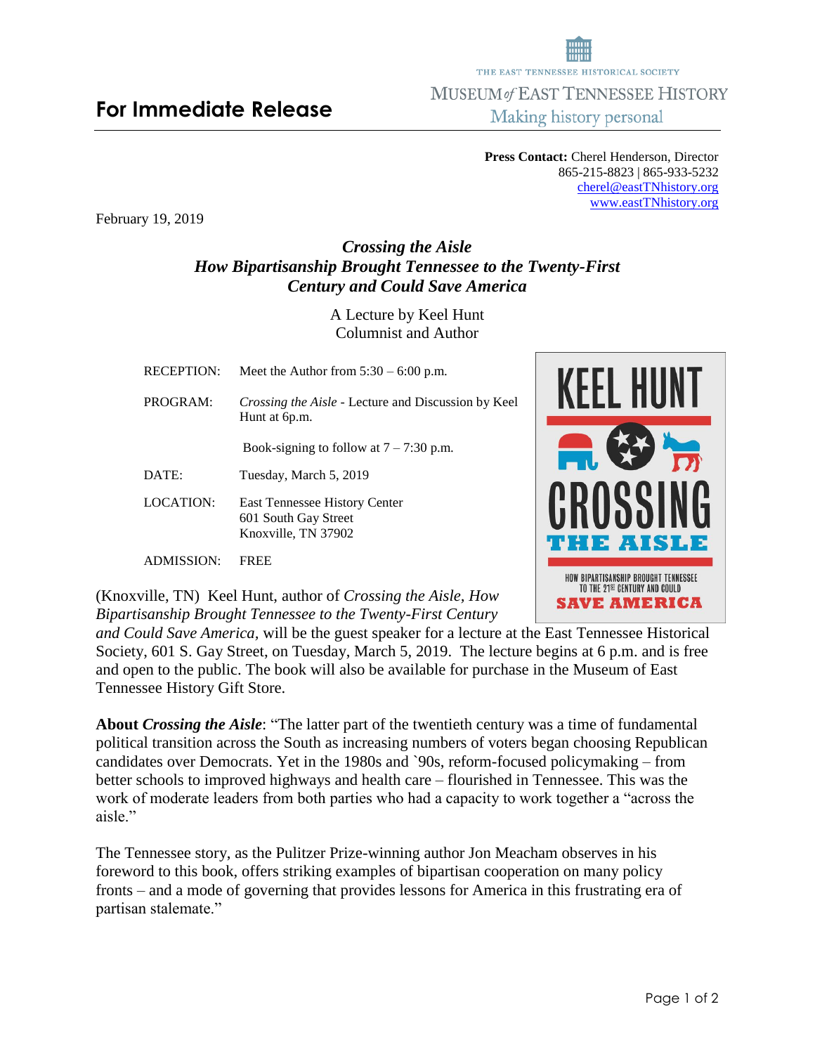THE EAST TENNESSEE HISTORICAL SOCIETY

MUSEUM of EAST TENNESSEE HISTORY

Making history personal

# For Immediate Release

**Press Contact:** Cherel Henderson, Director
865-215-8823 | 865-933-5232
cherel@eastTNhistory.org
www.eastTNhistory.org

February 19, 2019

## *Crossing the Aisle*
## *How Bipartisanship Brought Tennessee to the Twenty-First Century and Could Save America*

A Lecture by Keel Hunt
Columnist and Author

| | |
|---|---|
| RECEPTION: | Meet the Author from 5:30 – 6:00 p.m. |
| PROGRAM: | *Crossing the Aisle* - Lecture and Discussion by Keel Hunt at 6p.m. |
| | Book-signing to follow at 7 – 7:30 p.m. |
| DATE: | Tuesday, March 5, 2019 |
| LOCATION: | East Tennessee History Center<br>601 South Gay Street<br>Knoxville, TN 37902 |
| ADMISSION: | FREE |

(Knoxville, TN) Keel Hunt, author of *Crossing the Aisle, How Bipartisanship Brought Tennessee to the Twenty-First Century and Could Save America,* will be the guest speaker for a lecture at the East Tennessee Historical Society, 601 S. Gay Street, on Tuesday, March 5, 2019. The lecture begins at 6 p.m. and is free and open to the public. The book will also be available for purchase in the Museum of East Tennessee History Gift Store.

**About *Crossing the Aisle***: "The latter part of the twentieth century was a time of fundamental political transition across the South as increasing numbers of voters began choosing Republican candidates over Democrats. Yet in the 1980s and `90s, reform-focused policymaking – from better schools to improved highways and health care – flourished in Tennessee. This was the work of moderate leaders from both parties who had a capacity to work together a "across the aisle."

The Tennessee story, as the Pulitzer Prize-winning author Jon Meacham observes in his foreword to this book, offers striking examples of bipartisan cooperation on many policy fronts – and a mode of governing that provides lessons for America in this frustrating era of partisan stalemate."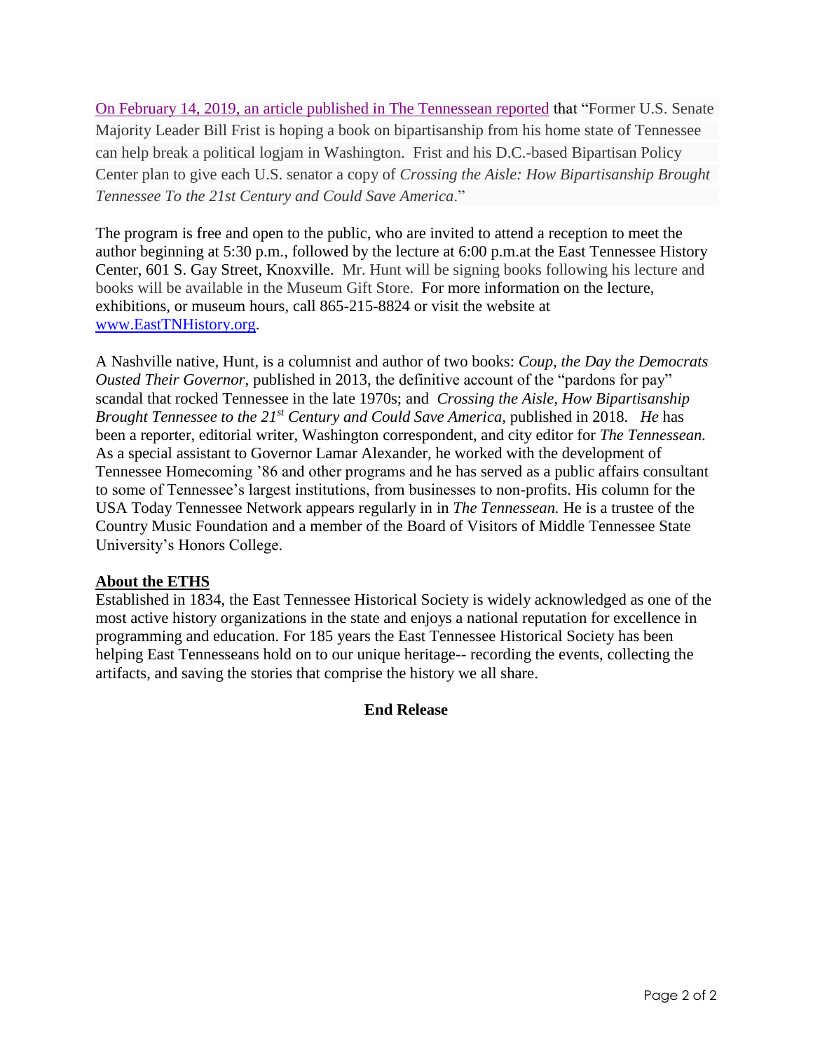On February 14, 2019, an article published in The Tennessean reported that "Former U.S. Senate Majority Leader Bill Frist is hoping a book on bipartisanship from his home state of Tennessee can help break a political logjam in Washington. Frist and his D.C.-based Bipartisan Policy Center plan to give each U.S. senator a copy of *Crossing the Aisle: How Bipartisanship Brought Tennessee To the 21st Century and Could Save America*."

The program is free and open to the public, who are invited to attend a reception to meet the author beginning at 5:30 p.m., followed by the lecture at 6:00 p.m.at the East Tennessee History Center, 601 S. Gay Street, Knoxville. Mr. Hunt will be signing books following his lecture and books will be available in the Museum Gift Store. For more information on the lecture, exhibitions, or museum hours, call 865-215-8824 or visit the website at www.EastTNHistory.org.

A Nashville native, Hunt, is a columnist and author of two books: *Coup, the Day the Democrats Ousted Their Governor*, published in 2013, the definitive account of the "pardons for pay" scandal that rocked Tennessee in the late 1970s; and *Crossing the Aisle, How Bipartisanship Brought Tennessee to the 21st Century and Could Save America*, published in 2018. *He* has been a reporter, editorial writer, Washington correspondent, and city editor for *The Tennessean.* As a special assistant to Governor Lamar Alexander, he worked with the development of Tennessee Homecoming '86 and other programs and he has served as a public affairs consultant to some of Tennessee's largest institutions, from businesses to non-profits. His column for the USA Today Tennessee Network appears regularly in in *The Tennessean.* He is a trustee of the Country Music Foundation and a member of the Board of Visitors of Middle Tennessee State University's Honors College.

**About the ETHS**

Established in 1834, the East Tennessee Historical Society is widely acknowledged as one of the most active history organizations in the state and enjoys a national reputation for excellence in programming and education. For 185 years the East Tennessee Historical Society has been helping East Tennesseans hold on to our unique heritage-- recording the events, collecting the artifacts, and saving the stories that comprise the history we all share.

**End Release**